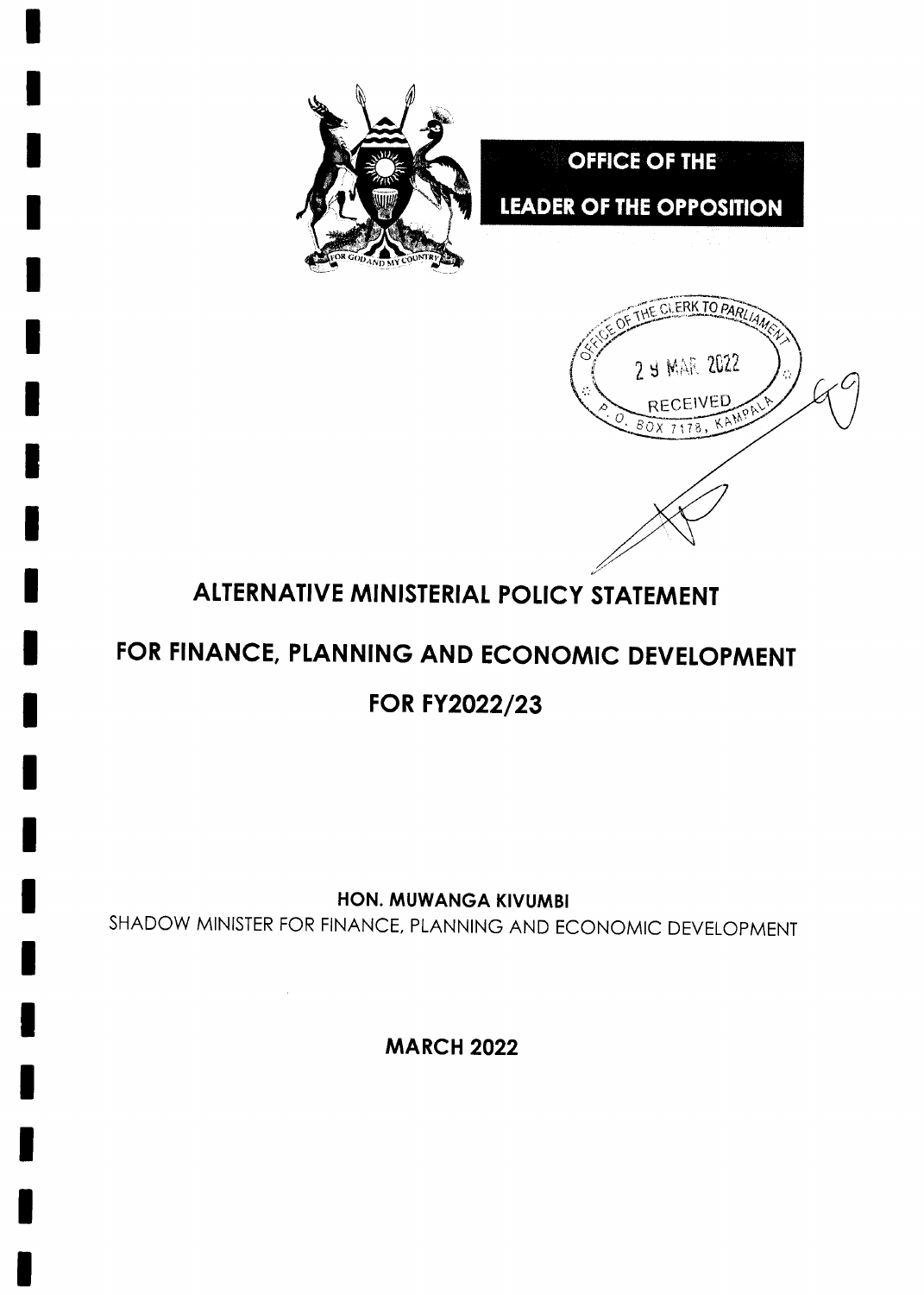# OFFICE OF THE LEADER OF THE OPPOSITION

OFFICE OF THE CLERK TO PARLIAMENT
29 MAR 2022
RECEIVED
P.O. BOX 7178, KAMPALA

# ALTERNATIVE MINISTERIAL POLICY STATEMENT

# FOR FINANCE, PLANNING AND ECONOMIC DEVELOPMENT

# FOR FY2022/23

**HON. MUWANGA KIVUMBI**

SHADOW MINISTER FOR FINANCE, PLANNING AND ECONOMIC DEVELOPMENT

**MARCH 2022**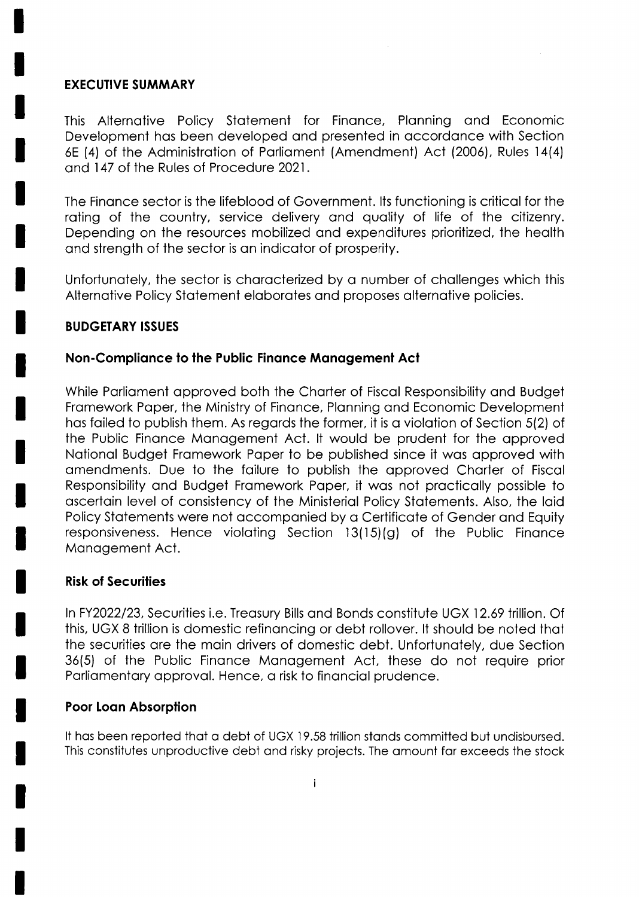## EXECUTIVE SUMMARY

This Alternative Policy Statement for Finance, Planning and Economic Development has been developed and presented in accordance with Section 6E (4) of the Administration of Parliament (Amendment) Act (2006), Rules 14(4) and 147 of the Rules of Procedure 2021.

The Finance sector is the lifeblood of Government. Its functioning is critical for the rating of the country, service delivery and quality of life of the citizenry. Depending on the resources mobilized and expenditures prioritized, the health and strength of the sector is an indicator of prosperity.

Unfortunately, the sector is characterized by a number of challenges which this Alternative Policy Statement elaborates and proposes alternative policies.

## BUDGETARY ISSUES

### Non-Compliance to the Public Finance Management Act

While Parliament approved both the Charter of Fiscal Responsibility and Budget Framework Paper, the Ministry of Finance, Planning and Economic Development has failed to publish them. As regards the former, it is a violation of Section 5(2) of the Public Finance Management Act. It would be prudent for the approved National Budget Framework Paper to be published since it was approved with amendments. Due to the failure to publish the approved Charter of Fiscal Responsibility and Budget Framework Paper, it was not practically possible to ascertain level of consistency of the Ministerial Policy Statements. Also, the laid Policy Statements were not accompanied by a Certificate of Gender and Equity responsiveness. Hence violating Section 13(15)(g) of the Public Finance Management Act.

### Risk of Securities

In FY2022/23, Securities i.e. Treasury Bills and Bonds constitute UGX 12.69 trillion. Of this, UGX 8 trillion is domestic refinancing or debt rollover. It should be noted that the securities are the main drivers of domestic debt. Unfortunately, due Section 36(5) of the Public Finance Management Act, these do not require prior Parliamentary approval. Hence, a risk to financial prudence.

### Poor Loan Absorption

It has been reported that a debt of UGX 19.58 trillion stands committed but undisbursed. This constitutes unproductive debt and risky projects. The amount far exceeds the stock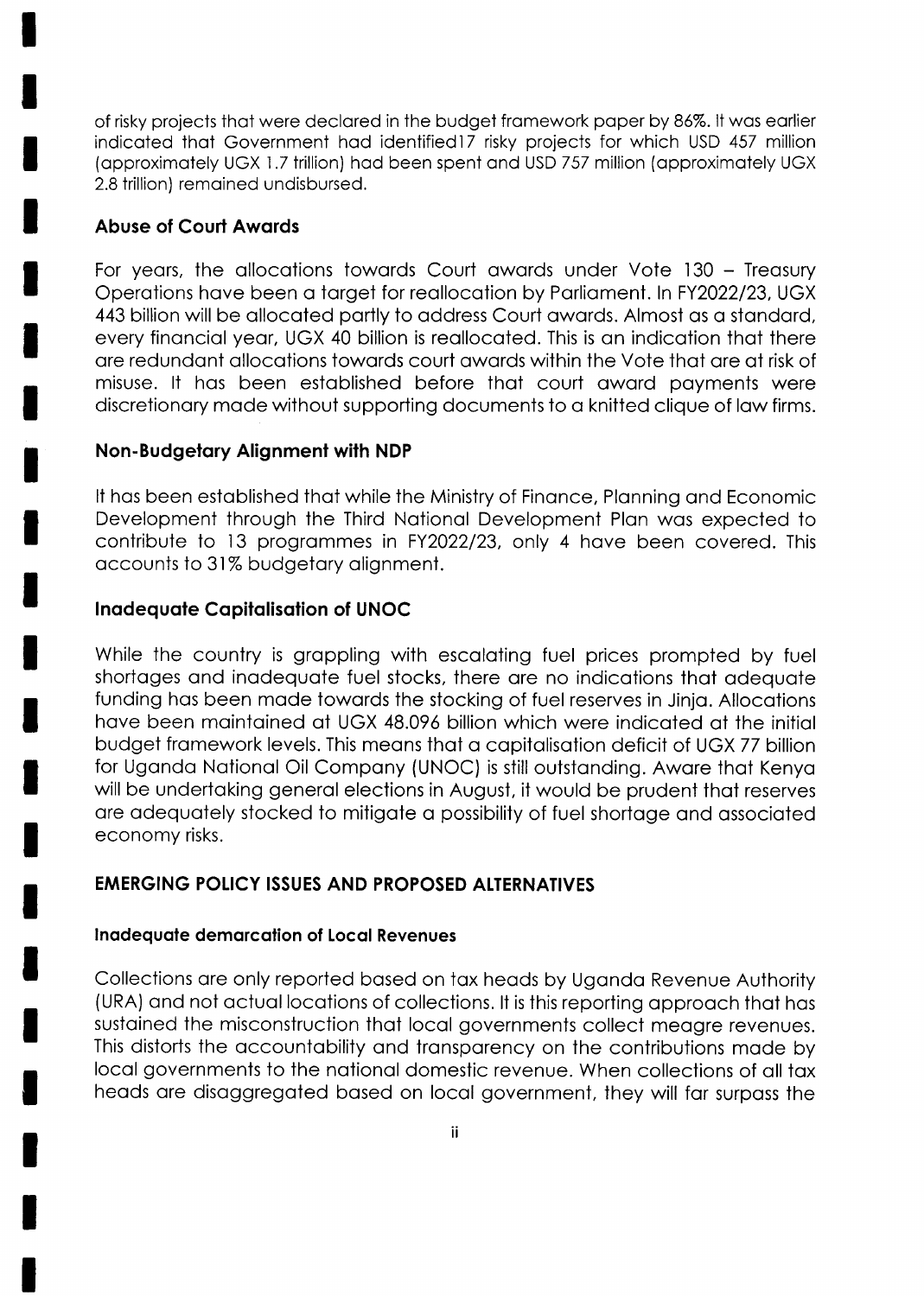of risky projects that were declared in the budget framework paper by 86%. It was earlier indicated that Government had identified17 risky projects for which USD 457 million (approximately UGX 1.7 trillion) had been spent and USD 757 million (approximately UGX 2.8 trillion) remained undisbursed.

### Abuse of Court Awards

For years, the allocations towards Court awards under Vote 130 – Treasury Operations have been a target for reallocation by Parliament. In FY2022/23, UGX 443 billion will be allocated partly to address Court awards. Almost as a standard, every financial year, UGX 40 billion is reallocated. This is an indication that there are redundant allocations towards court awards within the Vote that are at risk of misuse. It has been established before that court award payments were discretionary made without supporting documents to a knitted clique of law firms.

### Non-Budgetary Alignment with NDP

It has been established that while the Ministry of Finance, Planning and Economic Development through the Third National Development Plan was expected to contribute to 13 programmes in FY2022/23, only 4 have been covered. This accounts to 31% budgetary alignment.

### Inadequate Capitalisation of UNOC

While the country is grappling with escalating fuel prices prompted by fuel shortages and inadequate fuel stocks, there are no indications that adequate funding has been made towards the stocking of fuel reserves in Jinja. Allocations have been maintained at UGX 48.096 billion which were indicated at the initial budget framework levels. This means that a capitalisation deficit of UGX 77 billion for Uganda National Oil Company (UNOC) is still outstanding. Aware that Kenya will be undertaking general elections in August, it would be prudent that reserves are adequately stocked to mitigate a possibility of fuel shortage and associated economy risks.

## EMERGING POLICY ISSUES AND PROPOSED ALTERNATIVES

### Inadequate demarcation of Local Revenues

Collections are only reported based on tax heads by Uganda Revenue Authority (URA) and not actual locations of collections. It is this reporting approach that has sustained the misconstruction that local governments collect meagre revenues. This distorts the accountability and transparency on the contributions made by local governments to the national domestic revenue. When collections of all tax heads are disaggregated based on local government, they will far surpass the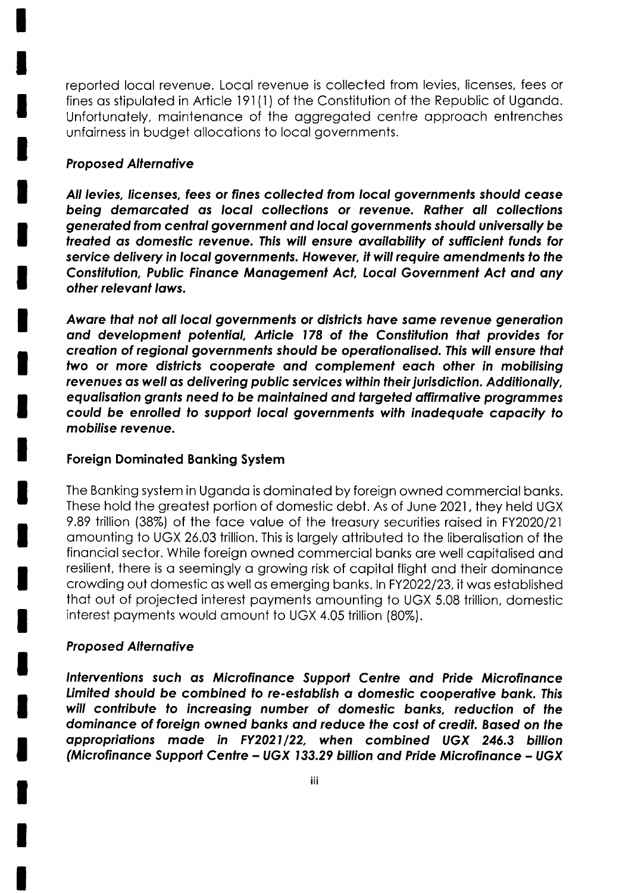reported local revenue. Local revenue is collected from levies, licenses, fees or fines as stipulated in Article 191(1) of the Constitution of the Republic of Uganda. Unfortunately, maintenance of the aggregated centre approach entrenches unfairness in budget allocations to local governments.

### *Proposed Alternative*

***All levies, licenses, fees or fines collected from local governments should cease being demarcated as local collections or revenue. Rather all collections generated from central government and local governments should universally be treated as domestic revenue. This will ensure availability of sufficient funds for service delivery in local governments. However, it will require amendments to the Constitution, Public Finance Management Act, Local Government Act and any other relevant laws.***

***Aware that not all local governments or districts have same revenue generation and development potential, Article 178 of the Constitution that provides for creation of regional governments should be operationalised. This will ensure that two or more districts cooperate and complement each other in mobilising revenues as well as delivering public services within their jurisdiction. Additionally, equalisation grants need to be maintained and targeted affirmative programmes could be enrolled to support local governments with inadequate capacity to mobilise revenue.***

### Foreign Dominated Banking System

The Banking system in Uganda is dominated by foreign owned commercial banks. These hold the greatest portion of domestic debt. As of June 2021, they held UGX 9.89 trillion (38%) of the face value of the treasury securities raised in FY2020/21 amounting to UGX 26.03 trillion. This is largely attributed to the liberalisation of the financial sector. While foreign owned commercial banks are well capitalised and resilient, there is a seemingly a growing risk of capital flight and their dominance crowding out domestic as well as emerging banks. In FY2022/23, it was established that out of projected interest payments amounting to UGX 5.08 trillion, domestic interest payments would amount to UGX 4.05 trillion (80%).

### *Proposed Alternative*

***Interventions such as Microfinance Support Centre and Pride Microfinance Limited should be combined to re-establish a domestic cooperative bank. This will contribute to increasing number of domestic banks, reduction of the dominance of foreign owned banks and reduce the cost of credit. Based on the appropriations made in FY2021/22, when combined UGX 246.3 billion (Microfinance Support Centre – UGX 133.29 billion and Pride Microfinance – UGX***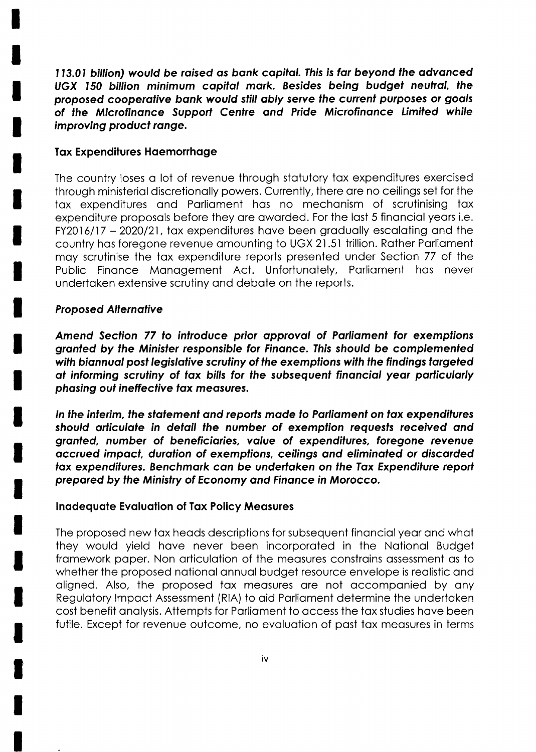***113.01 billion) would be raised as bank capital. This is far beyond the advanced UGX 150 billion minimum capital mark. Besides being budget neutral, the proposed cooperative bank would still ably serve the current purposes or goals of the Microfinance Support Centre and Pride Microfinance Limited while improving product range.***

### Tax Expenditures Haemorrhage

The country loses a lot of revenue through statutory tax expenditures exercised through ministerial discretionally powers. Currently, there are no ceilings set for the tax expenditures and Parliament has no mechanism of scrutinising tax expenditure proposals before they are awarded. For the last 5 financial years i.e. FY2016/17 – 2020/21, tax expenditures have been gradually escalating and the country has foregone revenue amounting to UGX 21.51 trillion. Rather Parliament may scrutinise the tax expenditure reports presented under Section 77 of the Public Finance Management Act. Unfortunately, Parliament has never undertaken extensive scrutiny and debate on the reports.

#### *Proposed Alternative*

***Amend Section 77 to introduce prior approval of Parliament for exemptions granted by the Minister responsible for Finance. This should be complemented with biannual post legislative scrutiny of the exemptions with the findings targeted at informing scrutiny of tax bills for the subsequent financial year particularly phasing out ineffective tax measures.***

***In the interim, the statement and reports made to Parliament on tax expenditures should articulate in detail the number of exemption requests received and granted, number of beneficiaries, value of expenditures, foregone revenue accrued impact, duration of exemptions, ceilings and eliminated or discarded tax expenditures. Benchmark can be undertaken on the Tax Expenditure report prepared by the Ministry of Economy and Finance in Morocco.***

### Inadequate Evaluation of Tax Policy Measures

The proposed new tax heads descriptions for subsequent financial year and what they would yield have never been incorporated in the National Budget framework paper. Non articulation of the measures constrains assessment as to whether the proposed national annual budget resource envelope is realistic and aligned. Also, the proposed tax measures are not accompanied by any Regulatory Impact Assessment (RIA) to aid Parliament determine the undertaken cost benefit analysis. Attempts for Parliament to access the tax studies have been futile. Except for revenue outcome, no evaluation of past tax measures in terms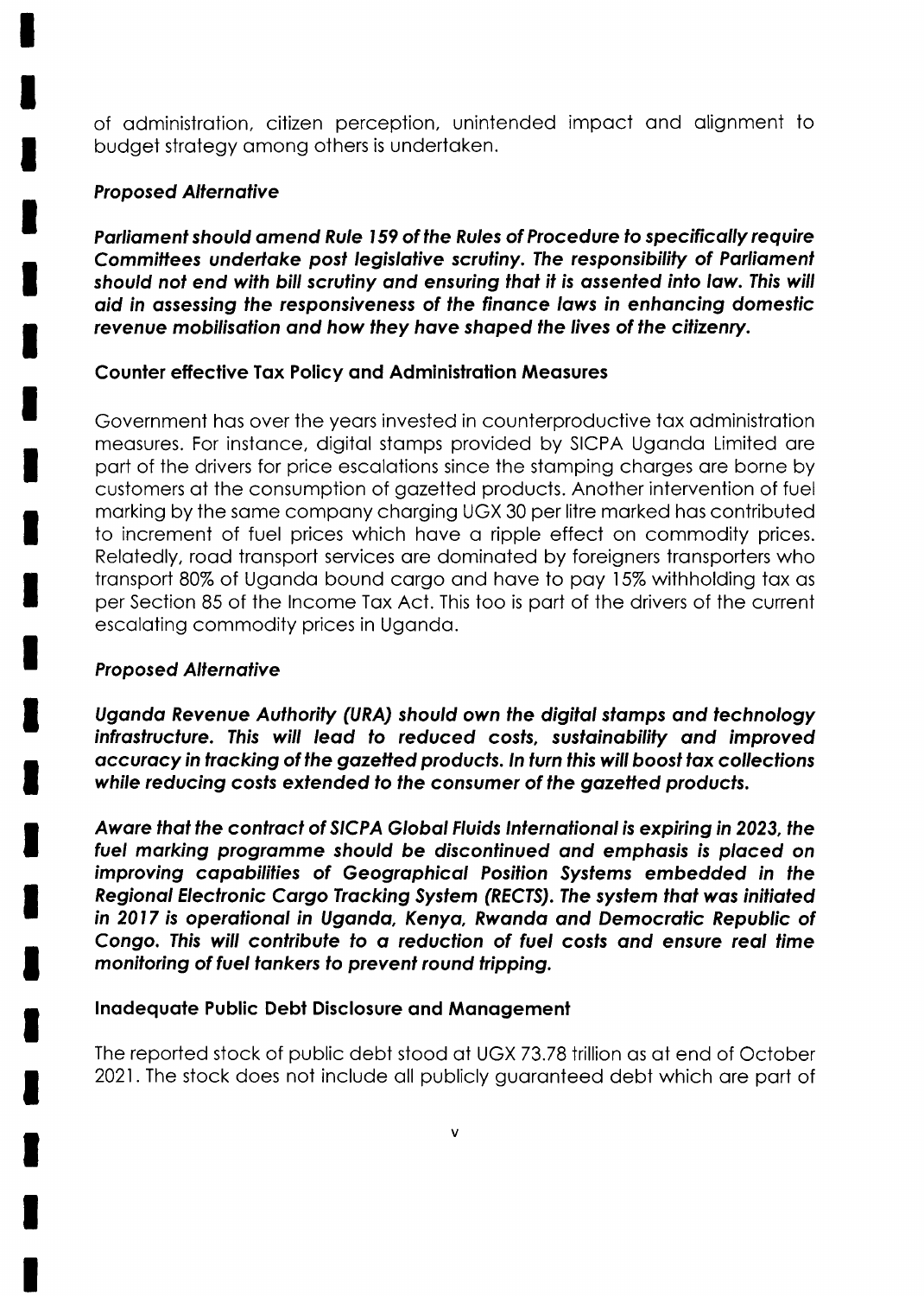of administration, citizen perception, unintended impact and alignment to budget strategy among others is undertaken.

***Proposed Alternative***

***Parliament should amend Rule 159 of the Rules of Procedure to specifically require Committees undertake post legislative scrutiny. The responsibility of Parliament should not end with bill scrutiny and ensuring that it is assented into law. This will aid in assessing the responsiveness of the finance laws in enhancing domestic revenue mobilisation and how they have shaped the lives of the citizenry.***

**Counter effective Tax Policy and Administration Measures**

Government has over the years invested in counterproductive tax administration measures. For instance, digital stamps provided by SICPA Uganda Limited are part of the drivers for price escalations since the stamping charges are borne by customers at the consumption of gazetted products. Another intervention of fuel marking by the same company charging UGX 30 per litre marked has contributed to increment of fuel prices which have a ripple effect on commodity prices. Relatedly, road transport services are dominated by foreigners transporters who transport 80% of Uganda bound cargo and have to pay 15% withholding tax as per Section 85 of the Income Tax Act. This too is part of the drivers of the current escalating commodity prices in Uganda.

***Proposed Alternative***

***Uganda Revenue Authority (URA) should own the digital stamps and technology infrastructure. This will lead to reduced costs, sustainability and improved accuracy in tracking of the gazetted products. In turn this will boost tax collections while reducing costs extended to the consumer of the gazetted products.***

***Aware that the contract of SICPA Global Fluids International is expiring in 2023, the fuel marking programme should be discontinued and emphasis is placed on improving capabilities of Geographical Position Systems embedded in the Regional Electronic Cargo Tracking System (RECTS). The system that was initiated in 2017 is operational in Uganda, Kenya, Rwanda and Democratic Republic of Congo. This will contribute to a reduction of fuel costs and ensure real time monitoring of fuel tankers to prevent round tripping.***

**Inadequate Public Debt Disclosure and Management**

The reported stock of public debt stood at UGX 73.78 trillion as at end of October 2021. The stock does not include all publicly guaranteed debt which are part of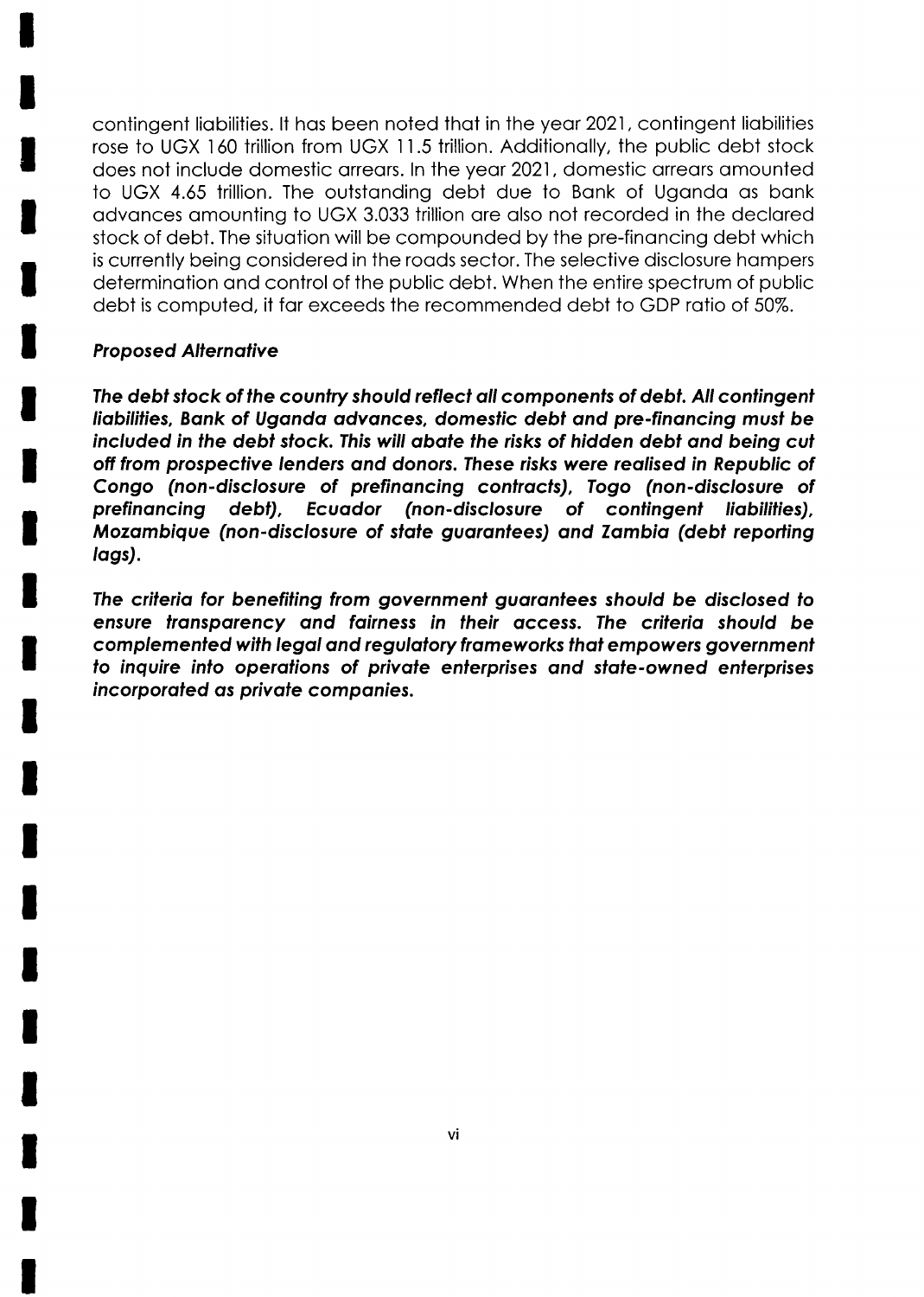contingent liabilities. It has been noted that in the year 2021, contingent liabilities rose to UGX 160 trillion from UGX 11.5 trillion. Additionally, the public debt stock does not include domestic arrears. In the year 2021, domestic arrears amounted to UGX 4.65 trillion. The outstanding debt due to Bank of Uganda as bank advances amounting to UGX 3.033 trillion are also not recorded in the declared stock of debt. The situation will be compounded by the pre-financing debt which is currently being considered in the roads sector. The selective disclosure hampers determination and control of the public debt. When the entire spectrum of public debt is computed, it far exceeds the recommended debt to GDP ratio of 50%.

***Proposed Alternative***

***The debt stock of the country should reflect all components of debt. All contingent liabilities, Bank of Uganda advances, domestic debt and pre-financing must be included in the debt stock. This will abate the risks of hidden debt and being cut off from prospective lenders and donors. These risks were realised in Republic of Congo (non-disclosure of prefinancing contracts), Togo (non-disclosure of prefinancing debt), Ecuador (non-disclosure of contingent liabilities), Mozambique (non-disclosure of state guarantees) and Zambia (debt reporting lags).***

***The criteria for benefiting from government guarantees should be disclosed to ensure transparency and fairness in their access. The criteria should be complemented with legal and regulatory frameworks that empowers government to inquire into operations of private enterprises and state-owned enterprises incorporated as private companies.***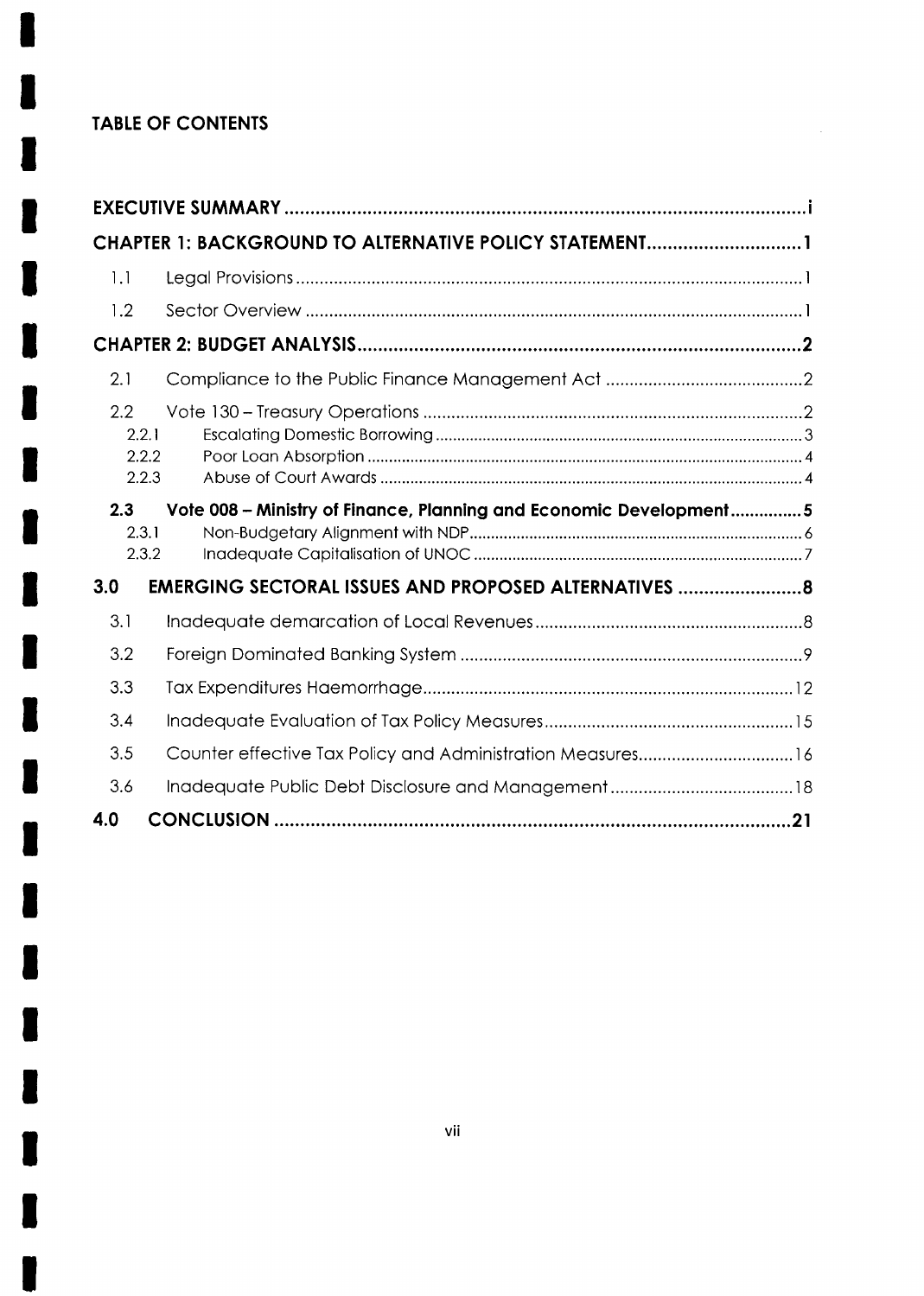## TABLE OF CONTENTS

| | | |
|---|---|---|
| **EXECUTIVE SUMMARY** | | **i** |
| **CHAPTER 1: BACKGROUND TO ALTERNATIVE POLICY STATEMENT** | | **1** |
| 1.1 | Legal Provisions | 1 |
| 1.2 | Sector Overview | 1 |
| **CHAPTER 2: BUDGET ANALYSIS** | | **2** |
| 2.1 | Compliance to the Public Finance Management Act | 2 |
| 2.2 | Vote 130 – Treasury Operations | 2 |
| 2.2.1 | Escalating Domestic Borrowing | 3 |
| 2.2.2 | Poor Loan Absorption | 4 |
| 2.2.3 | Abuse of Court Awards | 4 |
| **2.3** | **Vote 008 – Ministry of Finance, Planning and Economic Development** | **5** |
| 2.3.1 | Non-Budgetary Alignment with NDP | 6 |
| 2.3.2 | Inadequate Capitalisation of UNOC | 7 |
| **3.0** | **EMERGING SECTORAL ISSUES AND PROPOSED ALTERNATIVES** | **8** |
| 3.1 | Inadequate demarcation of Local Revenues | 8 |
| 3.2 | Foreign Dominated Banking System | 9 |
| 3.3 | Tax Expenditures Haemorrhage | 12 |
| 3.4 | Inadequate Evaluation of Tax Policy Measures | 15 |
| 3.5 | Counter effective Tax Policy and Administration Measures | 16 |
| 3.6 | Inadequate Public Debt Disclosure and Management | 18 |
| **4.0** | **CONCLUSION** | **21** |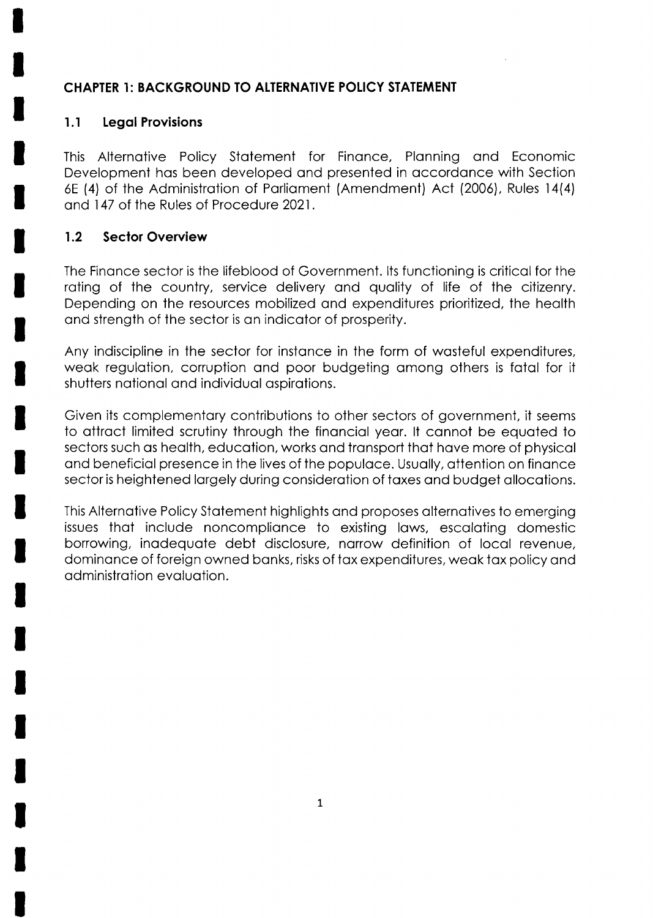# CHAPTER 1: BACKGROUND TO ALTERNATIVE POLICY STATEMENT

## 1.1 Legal Provisions

This Alternative Policy Statement for Finance, Planning and Economic Development has been developed and presented in accordance with Section 6E (4) of the Administration of Parliament (Amendment) Act (2006), Rules 14(4) and 147 of the Rules of Procedure 2021.

## 1.2 Sector Overview

The Finance sector is the lifeblood of Government. Its functioning is critical for the rating of the country, service delivery and quality of life of the citizenry. Depending on the resources mobilized and expenditures prioritized, the health and strength of the sector is an indicator of prosperity.

Any indiscipline in the sector for instance in the form of wasteful expenditures, weak regulation, corruption and poor budgeting among others is fatal for it shutters national and individual aspirations.

Given its complementary contributions to other sectors of government, it seems to attract limited scrutiny through the financial year. It cannot be equated to sectors such as health, education, works and transport that have more of physical and beneficial presence in the lives of the populace. Usually, attention on finance sector is heightened largely during consideration of taxes and budget allocations.

This Alternative Policy Statement highlights and proposes alternatives to emerging issues that include noncompliance to existing laws, escalating domestic borrowing, inadequate debt disclosure, narrow definition of local revenue, dominance of foreign owned banks, risks of tax expenditures, weak tax policy and administration evaluation.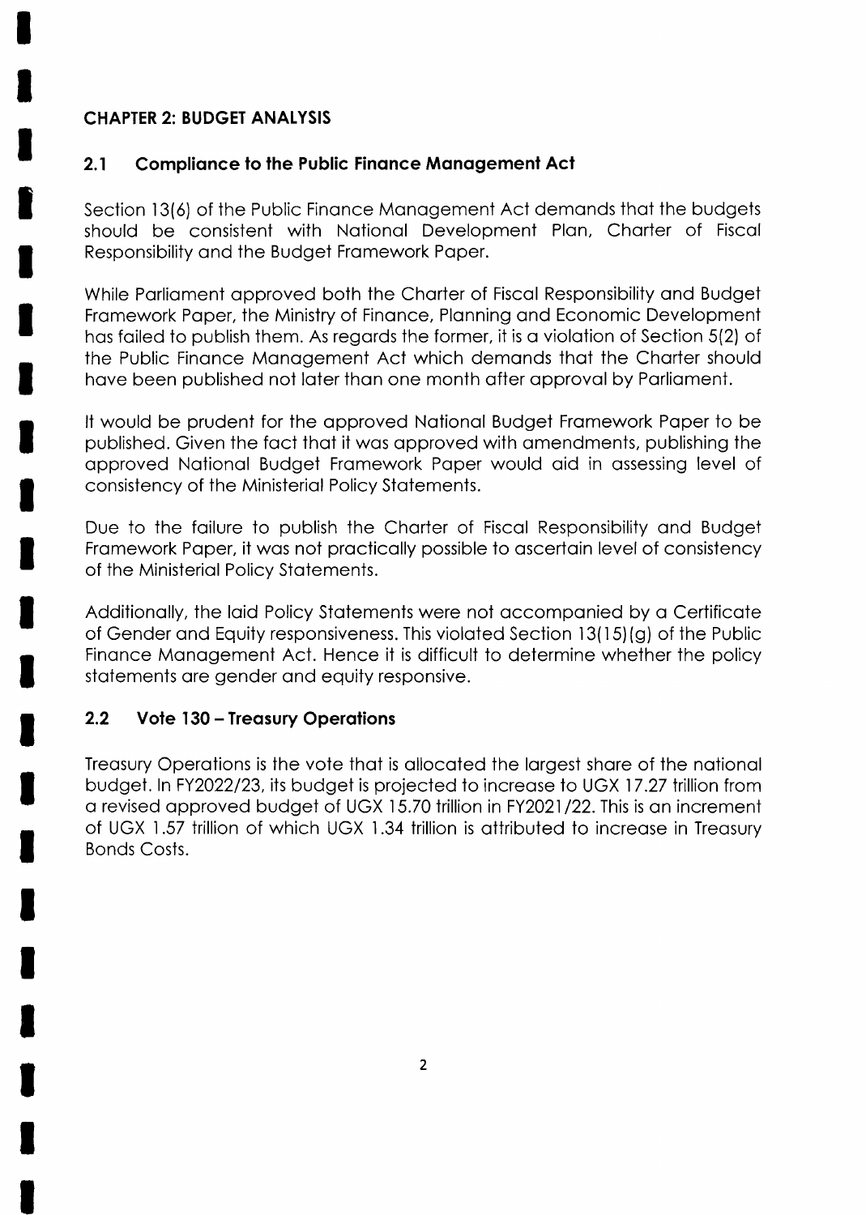## CHAPTER 2: BUDGET ANALYSIS

### 2.1 Compliance to the Public Finance Management Act

Section 13(6) of the Public Finance Management Act demands that the budgets should be consistent with National Development Plan, Charter of Fiscal Responsibility and the Budget Framework Paper.

While Parliament approved both the Charter of Fiscal Responsibility and Budget Framework Paper, the Ministry of Finance, Planning and Economic Development has failed to publish them. As regards the former, it is a violation of Section 5(2) of the Public Finance Management Act which demands that the Charter should have been published not later than one month after approval by Parliament.

It would be prudent for the approved National Budget Framework Paper to be published. Given the fact that it was approved with amendments, publishing the approved National Budget Framework Paper would aid in assessing level of consistency of the Ministerial Policy Statements.

Due to the failure to publish the Charter of Fiscal Responsibility and Budget Framework Paper, it was not practically possible to ascertain level of consistency of the Ministerial Policy Statements.

Additionally, the laid Policy Statements were not accompanied by a Certificate of Gender and Equity responsiveness. This violated Section 13(15)(g) of the Public Finance Management Act. Hence it is difficult to determine whether the policy statements are gender and equity responsive.

### 2.2 Vote 130 – Treasury Operations

Treasury Operations is the vote that is allocated the largest share of the national budget. In FY2022/23, its budget is projected to increase to UGX 17.27 trillion from a revised approved budget of UGX 15.70 trillion in FY2021/22. This is an increment of UGX 1.57 trillion of which UGX 1.34 trillion is attributed to increase in Treasury Bonds Costs.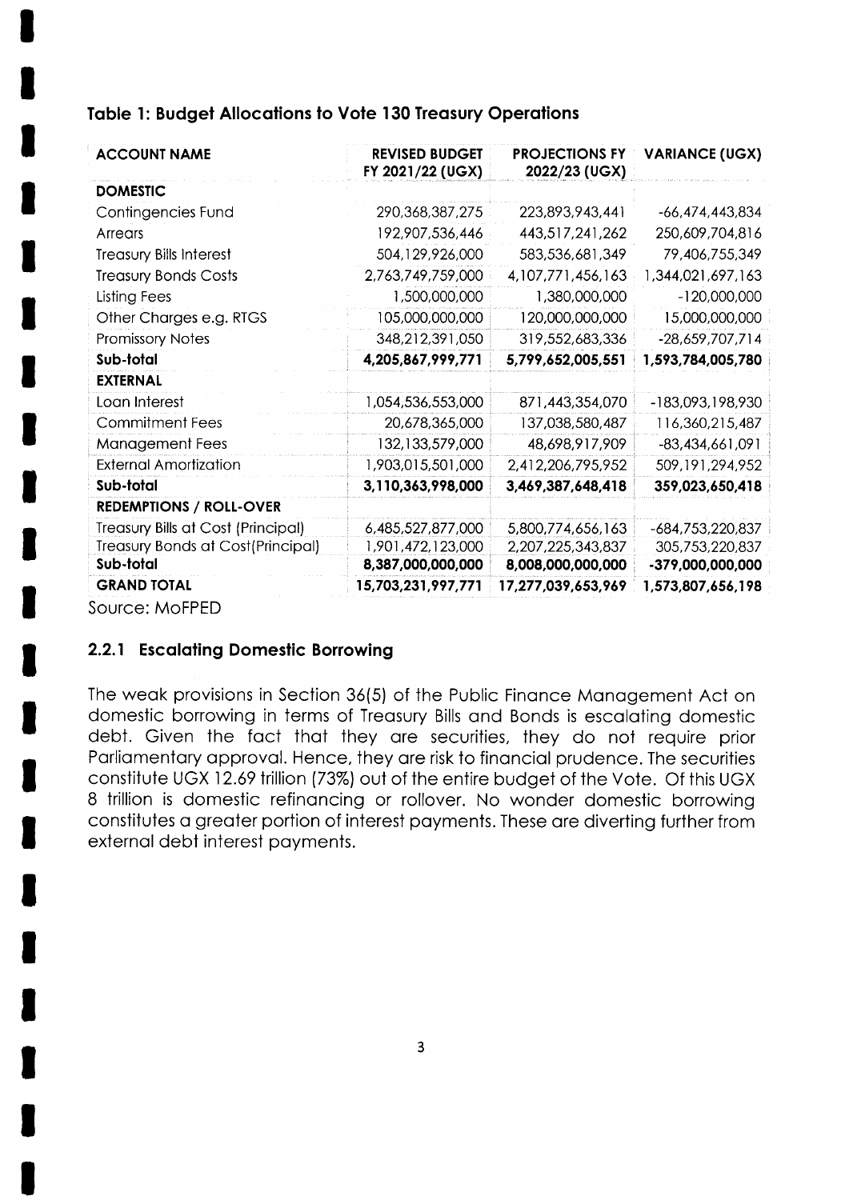### Table 1: Budget Allocations to Vote 130 Treasury Operations

| ACCOUNT NAME | REVISED BUDGET FY 2021/22 (UGX) | PROJECTIONS FY 2022/23 (UGX) | VARIANCE (UGX) |
|---|---|---|---|
| **DOMESTIC** | | | |
| Contingencies Fund | 290,368,387,275 | 223,893,943,441 | -66,474,443,834 |
| Arrears | 192,907,536,446 | 443,517,241,262 | 250,609,704,816 |
| Treasury Bills Interest | 504,129,926,000 | 583,536,681,349 | 79,406,755,349 |
| Treasury Bonds Costs | 2,763,749,759,000 | 4,107,771,456,163 | 1,344,021,697,163 |
| Listing Fees | 1,500,000,000 | 1,380,000,000 | -120,000,000 |
| Other Charges e.g. RTGS | 105,000,000,000 | 120,000,000,000 | 15,000,000,000 |
| Promissory Notes | 348,212,391,050 | 319,552,683,336 | -28,659,707,714 |
| **Sub-total** | **4,205,867,999,771** | **5,799,652,005,551** | **1,593,784,005,780** |
| **EXTERNAL** | | | |
| Loan Interest | 1,054,536,553,000 | 871,443,354,070 | -183,093,198,930 |
| Commitment Fees | 20,678,365,000 | 137,038,580,487 | 116,360,215,487 |
| Management Fees | 132,133,579,000 | 48,698,917,909 | -83,434,661,091 |
| External Amortization | 1,903,015,501,000 | 2,412,206,795,952 | 509,191,294,952 |
| **Sub-total** | **3,110,363,998,000** | **3,469,387,648,418** | **359,023,650,418** |
| **REDEMPTIONS / ROLL-OVER** | | | |
| Treasury Bills at Cost (Principal) | 6,485,527,877,000 | 5,800,774,656,163 | -684,753,220,837 |
| Treasury Bonds at Cost(Principal) | 1,901,472,123,000 | 2,207,225,343,837 | 305,753,220,837 |
| **Sub-total** | **8,387,000,000,000** | **8,008,000,000,000** | **-379,000,000,000** |
| **GRAND TOTAL** | **15,703,231,997,771** | **17,277,039,653,969** | **1,573,807,656,198** |

Source: MoFPED

### 2.2.1 Escalating Domestic Borrowing

The weak provisions in Section 36(5) of the Public Finance Management Act on domestic borrowing in terms of Treasury Bills and Bonds is escalating domestic debt. Given the fact that they are securities, they do not require prior Parliamentary approval. Hence, they are risk to financial prudence. The securities constitute UGX 12.69 trillion (73%) out of the entire budget of the Vote. Of this UGX 8 trillion is domestic refinancing or rollover. No wonder domestic borrowing constitutes a greater portion of interest payments. These are diverting further from external debt interest payments.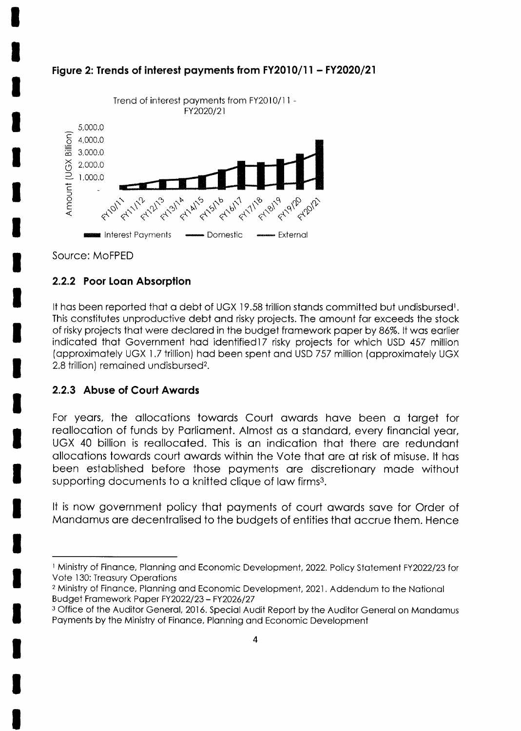**Figure 2: Trends of interest payments from FY2010/11 – FY2020/21**

Source: MoFPED

### 2.2.2 Poor Loan Absorption

It has been reported that a debt of UGX 19.58 trillion stands committed but undisbursed[1]. This constitutes unproductive debt and risky projects. The amount far exceeds the stock of risky projects that were declared in the budget framework paper by 86%. It was earlier indicated that Government had identified17 risky projects for which USD 457 million (approximately UGX 1.7 trillion) had been spent and USD 757 million (approximately UGX 2.8 trillion) remained undisbursed[2].

### 2.2.3 Abuse of Court Awards

For years, the allocations towards Court awards have been a target for reallocation of funds by Parliament. Almost as a standard, every financial year, UGX 40 billion is reallocated. This is an indication that there are redundant allocations towards court awards within the Vote that are at risk of misuse. It has been established before those payments are discretionary made without supporting documents to a knitted clique of law firms[3].

It is now government policy that payments of court awards save for Order of Mandamus are decentralised to the budgets of entities that accrue them. Hence

---

[1] Ministry of Finance, Planning and Economic Development, 2022. Policy Statement FY2022/23 for Vote 130: Treasury Operations

[2] Ministry of Finance, Planning and Economic Development, 2021. Addendum to the National Budget Framework Paper FY2022/23 – FY2026/27

[3] Office of the Auditor General, 2016. Special Audit Report by the Auditor General on Mandamus Payments by the Ministry of Finance, Planning and Economic Development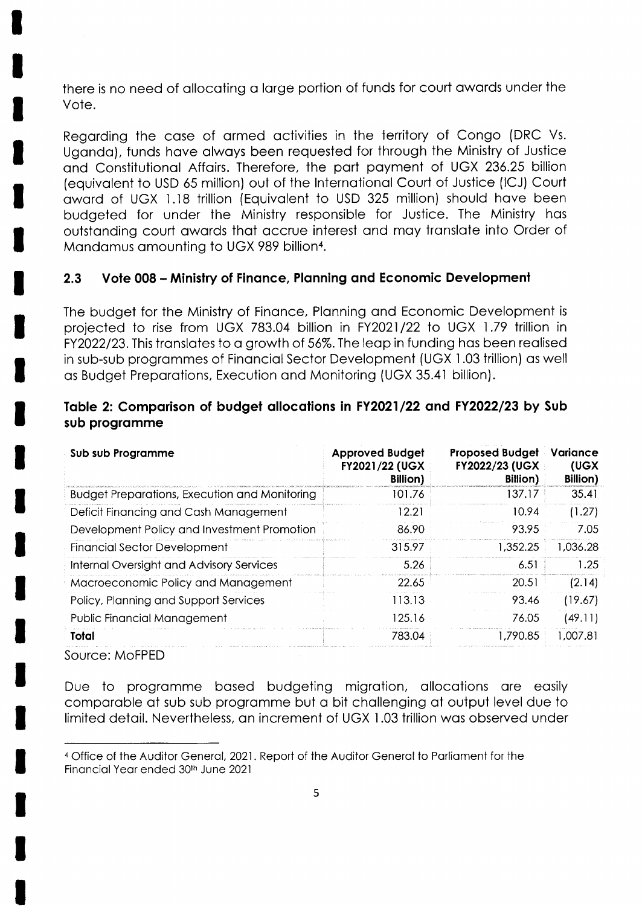there is no need of allocating a large portion of funds for court awards under the Vote.

Regarding the case of armed activities in the territory of Congo (DRC Vs. Uganda), funds have always been requested for through the Ministry of Justice and Constitutional Affairs. Therefore, the part payment of UGX 236.25 billion (equivalent to USD 65 million) out of the International Court of Justice (ICJ) Court award of UGX 1.18 trillion (Equivalent to USD 325 million) should have been budgeted for under the Ministry responsible for Justice. The Ministry has outstanding court awards that accrue interest and may translate into Order of Mandamus amounting to UGX 989 billion[4].

## 2.3 Vote 008 – Ministry of Finance, Planning and Economic Development

The budget for the Ministry of Finance, Planning and Economic Development is projected to rise from UGX 783.04 billion in FY2021/22 to UGX 1.79 trillion in FY2022/23. This translates to a growth of 56%. The leap in funding has been realised in sub-sub programmes of Financial Sector Development (UGX 1.03 trillion) as well as Budget Preparations, Execution and Monitoring (UGX 35.41 billion).

**Table 2: Comparison of budget allocations in FY2021/22 and FY2022/23 by Sub sub programme**

| Sub sub Programme | Approved Budget FY2021/22 (UGX Billion) | Proposed Budget FY2022/23 (UGX Billion) | Variance (UGX Billion) |
|---|---|---|---|
| Budget Preparations, Execution and Monitoring | 101.76 | 137.17 | 35.41 |
| Deficit Financing and Cash Management | 12.21 | 10.94 | (1.27) |
| Development Policy and Investment Promotion | 86.90 | 93.95 | 7.05 |
| Financial Sector Development | 315.97 | 1,352.25 | 1,036.28 |
| Internal Oversight and Advisory Services | 5.26 | 6.51 | 1.25 |
| Macroeconomic Policy and Management | 22.65 | 20.51 | (2.14) |
| Policy, Planning and Support Services | 113.13 | 93.46 | (19.67) |
| Public Financial Management | 125.16 | 76.05 | (49.11) |
| **Total** | 783.04 | 1,790.85 | 1,007.81 |

Source: MoFPED

Due to programme based budgeting migration, allocations are easily comparable at sub sub programme but a bit challenging at output level due to limited detail. Nevertheless, an increment of UGX 1.03 trillion was observed under

[4] Office of the Auditor General, 2021. Report of the Auditor General to Parliament for the Financial Year ended 30th June 2021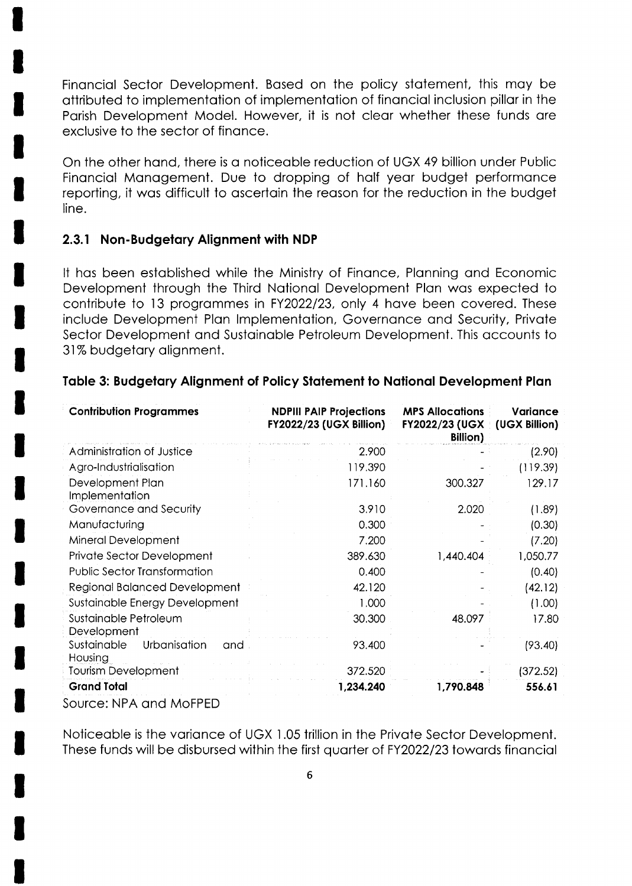Financial Sector Development. Based on the policy statement, this may be attributed to implementation of implementation of financial inclusion pillar in the Parish Development Model. However, it is not clear whether these funds are exclusive to the sector of finance.

On the other hand, there is a noticeable reduction of UGX 49 billion under Public Financial Management. Due to dropping of half year budget performance reporting, it was difficult to ascertain the reason for the reduction in the budget line.

### 2.3.1 Non-Budgetary Alignment with NDP

It has been established while the Ministry of Finance, Planning and Economic Development through the Third National Development Plan was expected to contribute to 13 programmes in FY2022/23, only 4 have been covered. These include Development Plan Implementation, Governance and Security, Private Sector Development and Sustainable Petroleum Development. This accounts to 31% budgetary alignment.

**Table 3: Budgetary Alignment of Policy Statement to National Development Plan**

| Contribution Programmes | NDPIII PAIP Projections FY2022/23 (UGX Billion) | MPS Allocations FY2022/23 (UGX Billion) | Variance (UGX Billion) |
|---|---|---|---|
| Administration of Justice | 2.900 | - | (2.90) |
| Agro-Industrialisation | 119.390 | - | (119.39) |
| Development Plan Implementation | 171.160 | 300.327 | 129.17 |
| Governance and Security | 3.910 | 2.020 | (1.89) |
| Manufacturing | 0.300 | - | (0.30) |
| Mineral Development | 7.200 | - | (7.20) |
| Private Sector Development | 389.630 | 1,440.404 | 1,050.77 |
| Public Sector Transformation | 0.400 | - | (0.40) |
| Regional Balanced Development | 42.120 | - | (42.12) |
| Sustainable Energy Development | 1.000 | - | (1.00) |
| Sustainable Petroleum Development | 30.300 | 48.097 | 17.80 |
| Sustainable Urbanisation and Housing | 93.400 | - | (93.40) |
| Tourism Development | 372.520 | - | (372.52) |
| **Grand Total** | **1,234.240** | **1,790.848** | **556.61** |

Source: NPA and MoFPED

Noticeable is the variance of UGX 1.05 trillion in the Private Sector Development. These funds will be disbursed within the first quarter of FY2022/23 towards financial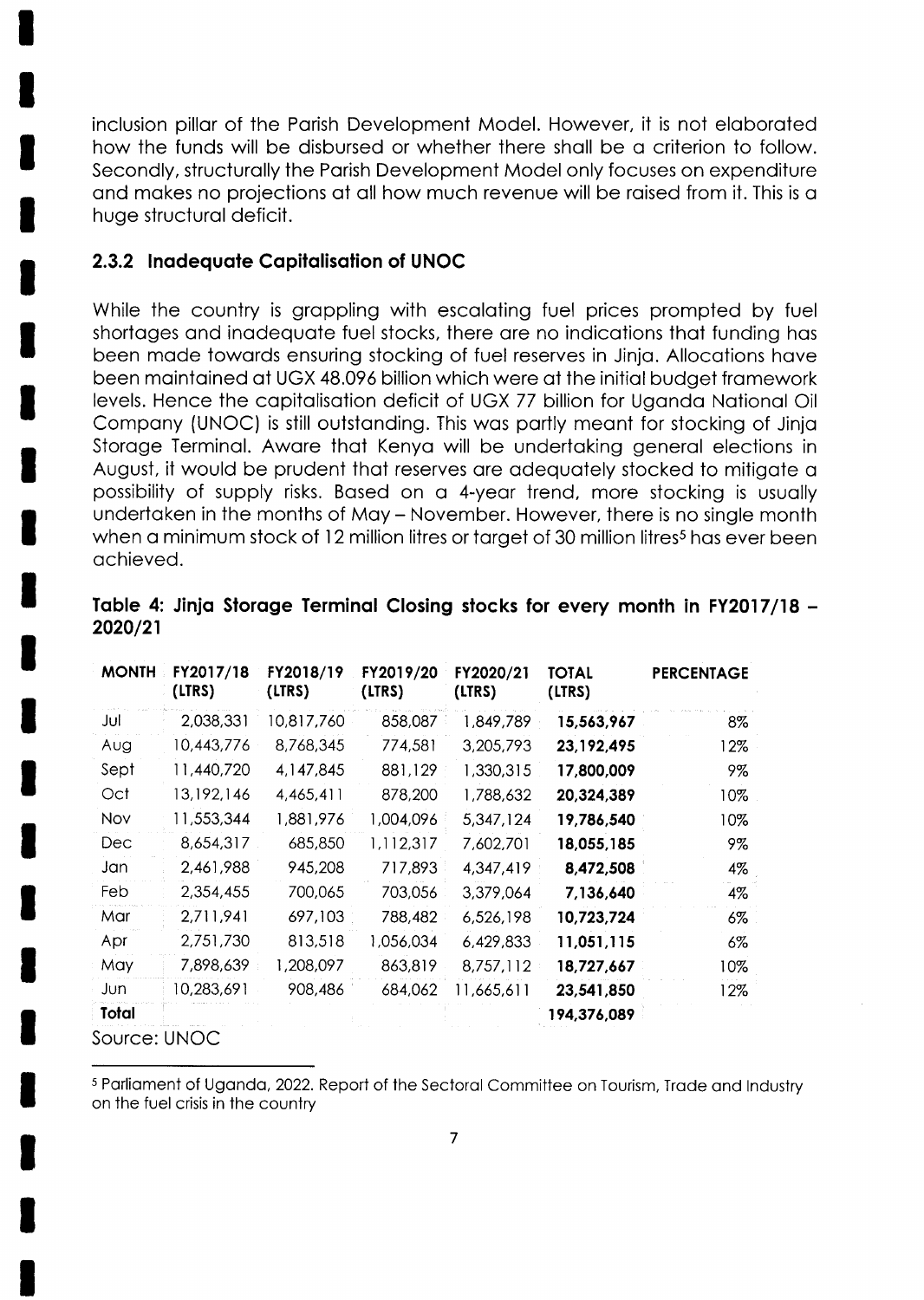inclusion pillar of the Parish Development Model. However, it is not elaborated how the funds will be disbursed or whether there shall be a criterion to follow. Secondly, structurally the Parish Development Model only focuses on expenditure and makes no projections at all how much revenue will be raised from it. This is a huge structural deficit.

### 2.3.2 Inadequate Capitalisation of UNOC

While the country is grappling with escalating fuel prices prompted by fuel shortages and inadequate fuel stocks, there are no indications that funding has been made towards ensuring stocking of fuel reserves in Jinja. Allocations have been maintained at UGX 48.096 billion which were at the initial budget framework levels. Hence the capitalisation deficit of UGX 77 billion for Uganda National Oil Company (UNOC) is still outstanding. This was partly meant for stocking of Jinja Storage Terminal. Aware that Kenya will be undertaking general elections in August, it would be prudent that reserves are adequately stocked to mitigate a possibility of supply risks. Based on a 4-year trend, more stocking is usually undertaken in the months of May – November. However, there is no single month when a minimum stock of 12 million litres or target of 30 million litres[5] has ever been achieved.

**Table 4: Jinja Storage Terminal Closing stocks for every month in FY2017/18 – 2020/21**

| MONTH | FY2017/18 (LTRS) | FY2018/19 (LTRS) | FY2019/20 (LTRS) | FY2020/21 (LTRS) | TOTAL (LTRS) | PERCENTAGE |
|---|---|---|---|---|---|---|
| Jul | 2,038,331 | 10,817,760 | 858,087 | 1,849,789 | **15,563,967** | 8% |
| Aug | 10,443,776 | 8,768,345 | 774,581 | 3,205,793 | **23,192,495** | 12% |
| Sept | 11,440,720 | 4,147,845 | 881,129 | 1,330,315 | **17,800,009** | 9% |
| Oct | 13,192,146 | 4,465,411 | 878,200 | 1,788,632 | **20,324,389** | 10% |
| Nov | 11,553,344 | 1,881,976 | 1,004,096 | 5,347,124 | **19,786,540** | 10% |
| Dec | 8,654,317 | 685,850 | 1,112,317 | 7,602,701 | **18,055,185** | 9% |
| Jan | 2,461,988 | 945,208 | 717,893 | 4,347,419 | **8,472,508** | 4% |
| Feb | 2,354,455 | 700,065 | 703,056 | 3,379,064 | **7,136,640** | 4% |
| Mar | 2,711,941 | 697,103 | 788,482 | 6,526,198 | **10,723,724** | 6% |
| Apr | 2,751,730 | 813,518 | 1,056,034 | 6,429,833 | **11,051,115** | 6% |
| May | 7,898,639 | 1,208,097 | 863,819 | 8,757,112 | **18,727,667** | 10% |
| Jun | 10,283,691 | 908,486 | 684,062 | 11,665,611 | **23,541,850** | 12% |
| **Total** | | | | | **194,376,089** | |

Source: UNOC

[5] Parliament of Uganda, 2022. Report of the Sectoral Committee on Tourism, Trade and Industry on the fuel crisis in the country